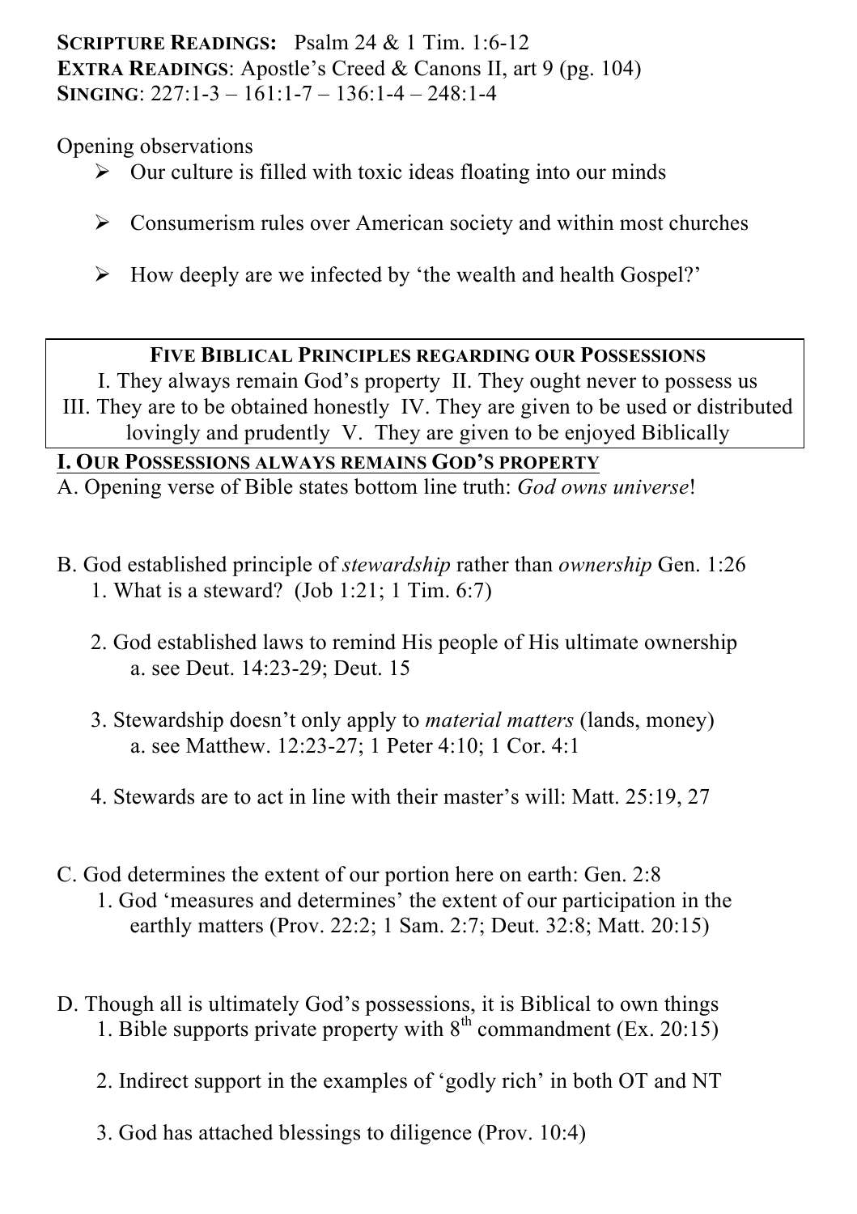**SCRIPTURE READINGS:** Psalm 24 & 1 Tim. 1:6-12
**EXTRA READINGS**: Apostle's Creed & Canons II, art 9 (pg. 104)
**SINGING**: 227:1-3 – 161:1-7 – 136:1-4 – 248:1-4

Opening observations

- Our culture is filled with toxic ideas floating into our minds
- Consumerism rules over American society and within most churches
- How deeply are we infected by 'the wealth and health Gospel?'

**FIVE BIBLICAL PRINCIPLES REGARDING OUR POSSESSIONS**

I. They always remain God's property II. They ought never to possess us III. They are to be obtained honestly IV. They are given to be used or distributed lovingly and prudently V. They are given to be enjoyed Biblically

## I. OUR POSSESSIONS ALWAYS REMAINS GOD'S PROPERTY

A. Opening verse of Bible states bottom line truth: *God owns universe*!

B. God established principle of *stewardship* rather than *ownership* Gen. 1:26

1. What is a steward? (Job 1:21; 1 Tim. 6:7)
2. God established laws to remind His people of His ultimate ownership
   a. see Deut. 14:23-29; Deut. 15
3. Stewardship doesn't only apply to *material matters* (lands, money)
   a. see Matthew. 12:23-27; 1 Peter 4:10; 1 Cor. 4:1
4. Stewards are to act in line with their master's will: Matt. 25:19, 27

C. God determines the extent of our portion here on earth: Gen. 2:8

1. God 'measures and determines' the extent of our participation in the earthly matters (Prov. 22:2; 1 Sam. 2:7; Deut. 32:8; Matt. 20:15)

D. Though all is ultimately God's possessions, it is Biblical to own things

1. Bible supports private property with 8th commandment (Ex. 20:15)
2. Indirect support in the examples of 'godly rich' in both OT and NT
3. God has attached blessings to diligence (Prov. 10:4)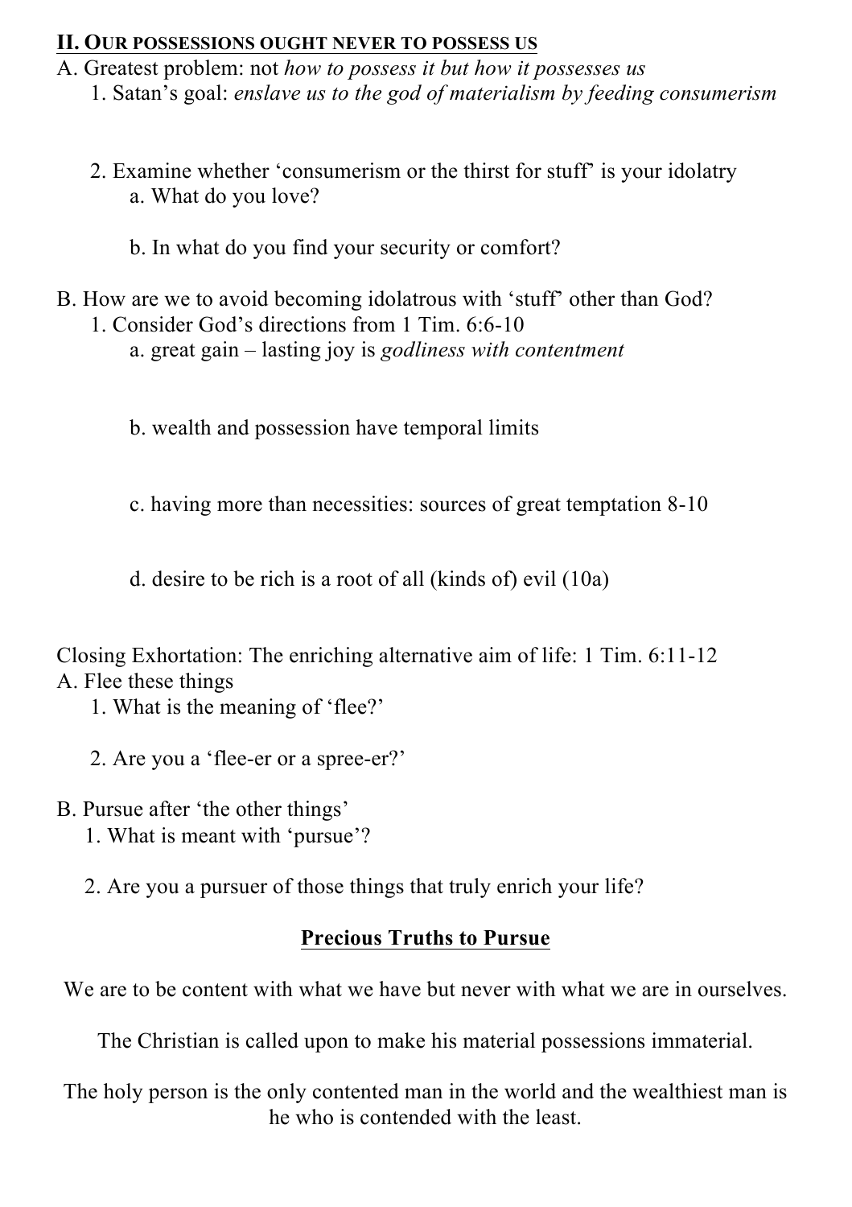## II. OUR POSSESSIONS OUGHT NEVER TO POSSESS US

A. Greatest problem: not *how to possess it but how it possesses us*

1. Satan's goal: *enslave us to the god of materialism by feeding consumerism*

2. Examine whether 'consumerism or the thirst for stuff' is your idolatry

a. What do you love?

b. In what do you find your security or comfort?

B. How are we to avoid becoming idolatrous with 'stuff' other than God?

1. Consider God's directions from 1 Tim. 6:6-10

a. great gain – lasting joy is *godliness with contentment*

b. wealth and possession have temporal limits

c. having more than necessities: sources of great temptation 8-10

d. desire to be rich is a root of all (kinds of) evil (10a)

Closing Exhortation: The enriching alternative aim of life: 1 Tim. 6:11-12

A. Flee these things

1. What is the meaning of 'flee?'

2. Are you a 'flee-er or a spree-er?'

B. Pursue after 'the other things'

1. What is meant with 'pursue'?

2. Are you a pursuer of those things that truly enrich your life?

## Precious Truths to Pursue

We are to be content with what we have but never with what we are in ourselves.

The Christian is called upon to make his material possessions immaterial.

The holy person is the only contented man in the world and the wealthiest man is he who is contended with the least.